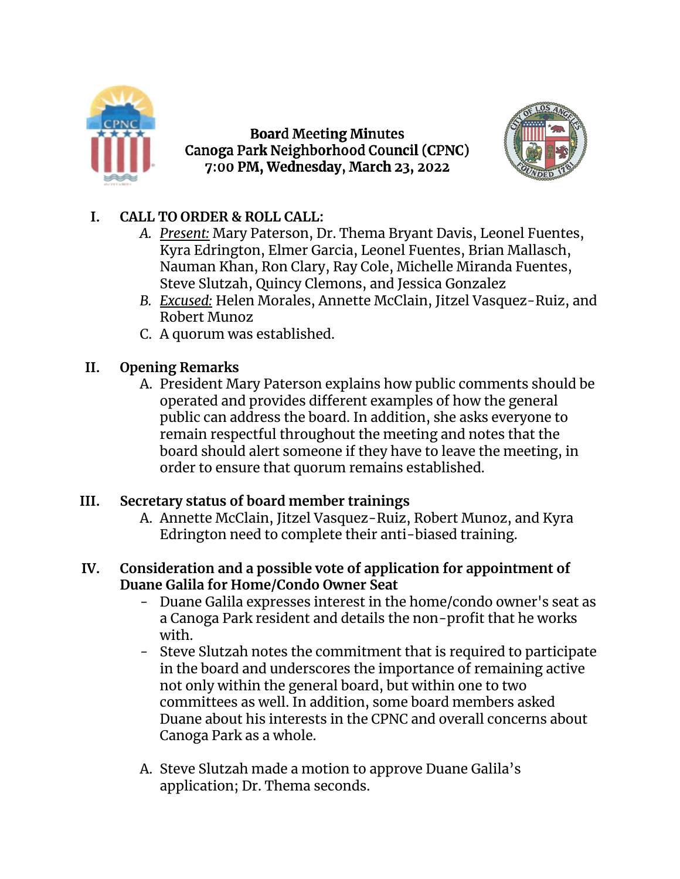**Board Meeting Minutes**
**Canoga Park Neighborhood Council (CPNC)**
**7:00 PM, Wednesday, March 23, 2022**

I. **CALL TO ORDER & ROLL CALL:**
   A. *Present:* Mary Paterson, Dr. Thema Bryant Davis, Leonel Fuentes, Kyra Edrington, Elmer Garcia, Leonel Fuentes, Brian Mallasch, Nauman Khan, Ron Clary, Ray Cole, Michelle Miranda Fuentes, Steve Slutzah, Quincy Clemons, and Jessica Gonzalez
   B. *Excused:* Helen Morales, Annette McClain, Jitzel Vasquez-Ruiz, and Robert Munoz
   C. A quorum was established.

II. **Opening Remarks**
   A. President Mary Paterson explains how public comments should be operated and provides different examples of how the general public can address the board. In addition, she asks everyone to remain respectful throughout the meeting and notes that the board should alert someone if they have to leave the meeting, in order to ensure that quorum remains established.

III. **Secretary status of board member trainings**
   A. Annette McClain, Jitzel Vasquez-Ruiz, Robert Munoz, and Kyra Edrington need to complete their anti-biased training.

IV. **Consideration and a possible vote of application for appointment of Duane Galila for Home/Condo Owner Seat**
   - Duane Galila expresses interest in the home/condo owner's seat as a Canoga Park resident and details the non-profit that he works with.
   - Steve Slutzah notes the commitment that is required to participate in the board and underscores the importance of remaining active not only within the general board, but within one to two committees as well. In addition, some board members asked Duane about his interests in the CPNC and overall concerns about Canoga Park as a whole.

   A. Steve Slutzah made a motion to approve Duane Galila's application; Dr. Thema seconds.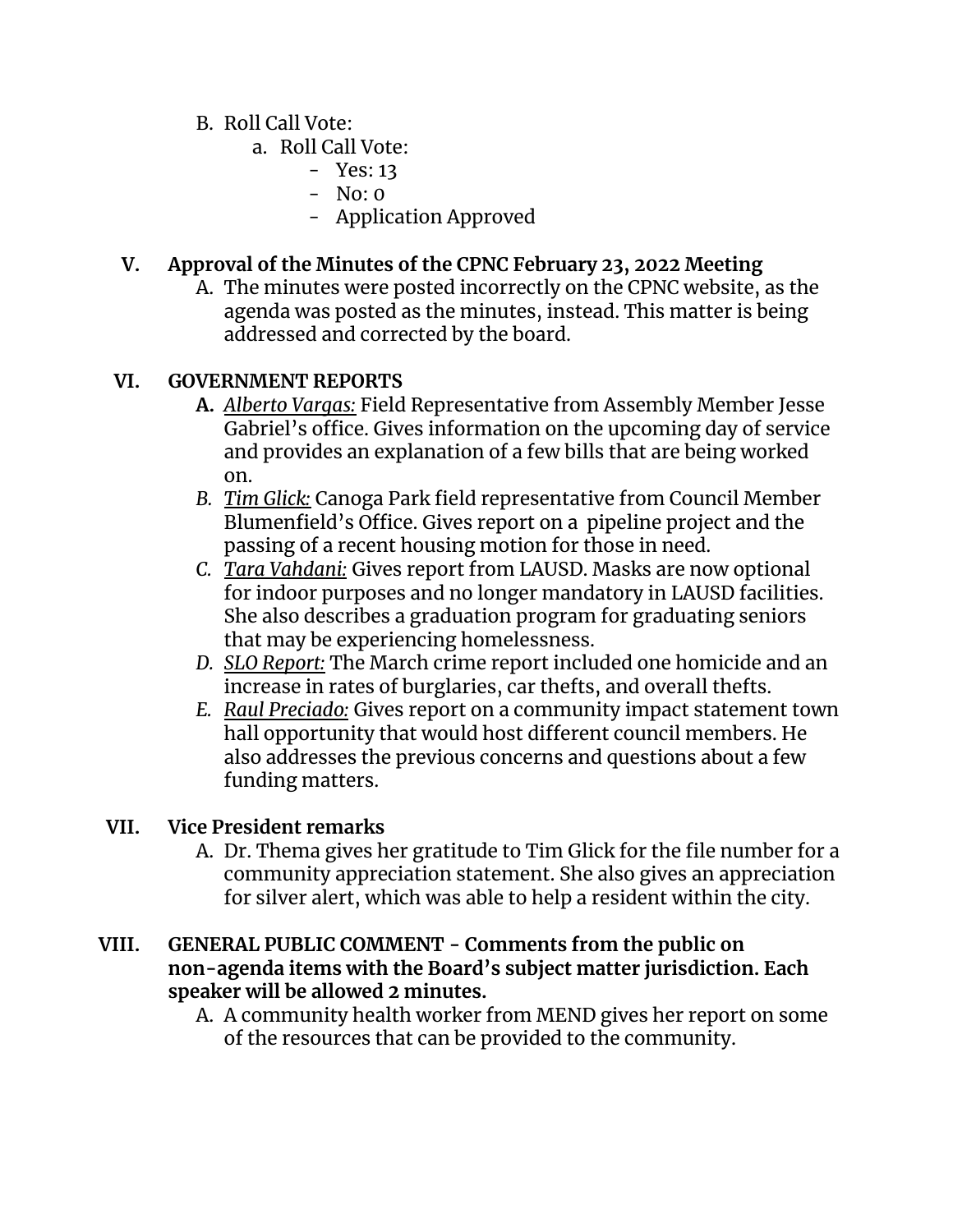B. Roll Call Vote:
   a. Roll Call Vote:
      - Yes: 13
      - No: 0
      - Application Approved

**V. Approval of the Minutes of the CPNC February 23, 2022 Meeting**

A. The minutes were posted incorrectly on the CPNC website, as the agenda was posted as the minutes, instead. This matter is being addressed and corrected by the board.

**VI. GOVERNMENT REPORTS**

**A.** *Alberto Vargas:* Field Representative from Assembly Member Jesse Gabriel's office. Gives information on the upcoming day of service and provides an explanation of a few bills that are being worked on.

*B.* *Tim Glick:* Canoga Park field representative from Council Member Blumenfield's Office. Gives report on a pipeline project and the passing of a recent housing motion for those in need.

*C.* *Tara Vahdani:* Gives report from LAUSD. Masks are now optional for indoor purposes and no longer mandatory in LAUSD facilities. She also describes a graduation program for graduating seniors that may be experiencing homelessness.

*D.* *SLO Report:* The March crime report included one homicide and an increase in rates of burglaries, car thefts, and overall thefts.

*E.* *Raul Preciado:* Gives report on a community impact statement town hall opportunity that would host different council members. He also addresses the previous concerns and questions about a few funding matters.

**VII. Vice President remarks**

A. Dr. Thema gives her gratitude to Tim Glick for the file number for a community appreciation statement. She also gives an appreciation for silver alert, which was able to help a resident within the city.

**VIII. GENERAL PUBLIC COMMENT - Comments from the public on non-agenda items with the Board's subject matter jurisdiction. Each speaker will be allowed 2 minutes.**

A. A community health worker from MEND gives her report on some of the resources that can be provided to the community.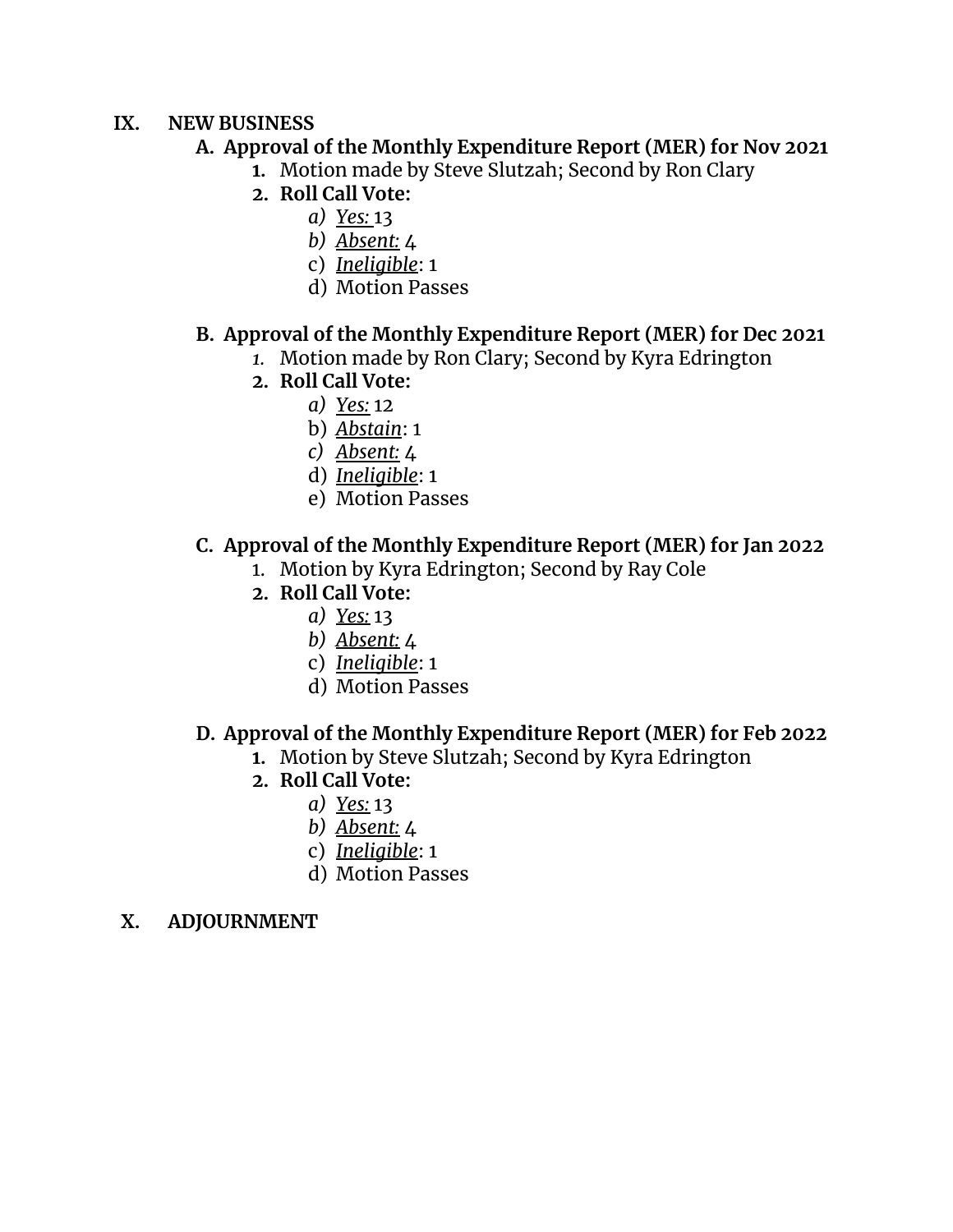## IX. NEW BUSINESS

### A. Approval of the Monthly Expenditure Report (MER) for Nov 2021

1. Motion made by Steve Slutzah; Second by Ron Clary
2. **Roll Call Vote:**
   a) *Yes:* 13
   b) *Absent:* 4
   c) *Ineligible*: 1
   d) Motion Passes

### B. Approval of the Monthly Expenditure Report (MER) for Dec 2021

1. Motion made by Ron Clary; Second by Kyra Edrington
2. **Roll Call Vote:**
   a) *Yes:* 12
   b) *Abstain*: 1
   c) *Absent:* 4
   d) *Ineligible*: 1
   e) Motion Passes

### C. Approval of the Monthly Expenditure Report (MER) for Jan 2022

1. Motion by Kyra Edrington; Second by Ray Cole
2. **Roll Call Vote:**
   a) *Yes:* 13
   b) *Absent:* 4
   c) *Ineligible*: 1
   d) Motion Passes

### D. Approval of the Monthly Expenditure Report (MER) for Feb 2022

1. Motion by Steve Slutzah; Second by Kyra Edrington
2. **Roll Call Vote:**
   a) *Yes:* 13
   b) *Absent:* 4
   c) *Ineligible*: 1
   d) Motion Passes

## X. ADJOURNMENT